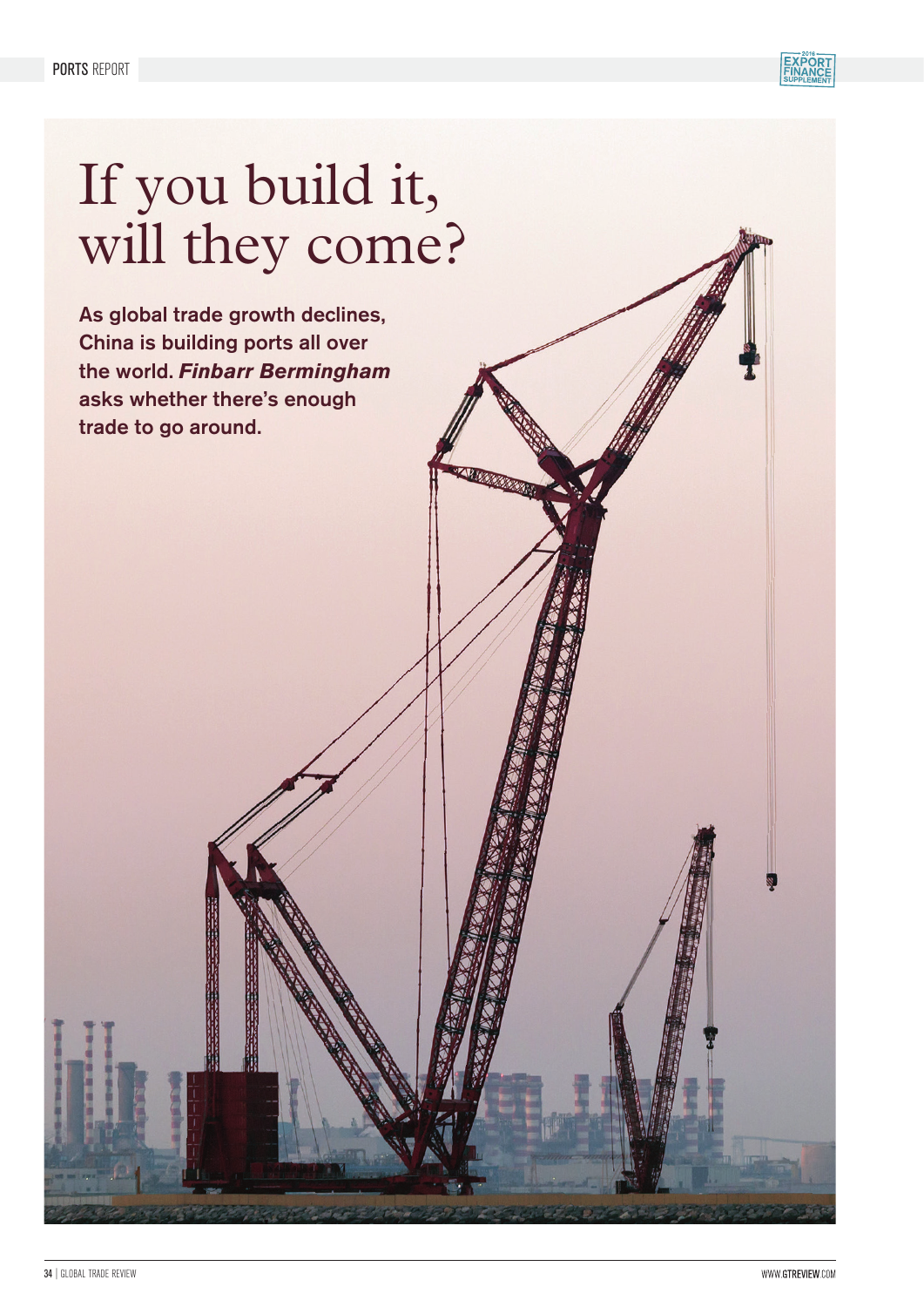# If you build it, will they come?

**As global trade growth declines, China is building ports all over the world. *Finbarr Bermingham* asks whether there's enough trade to go around.**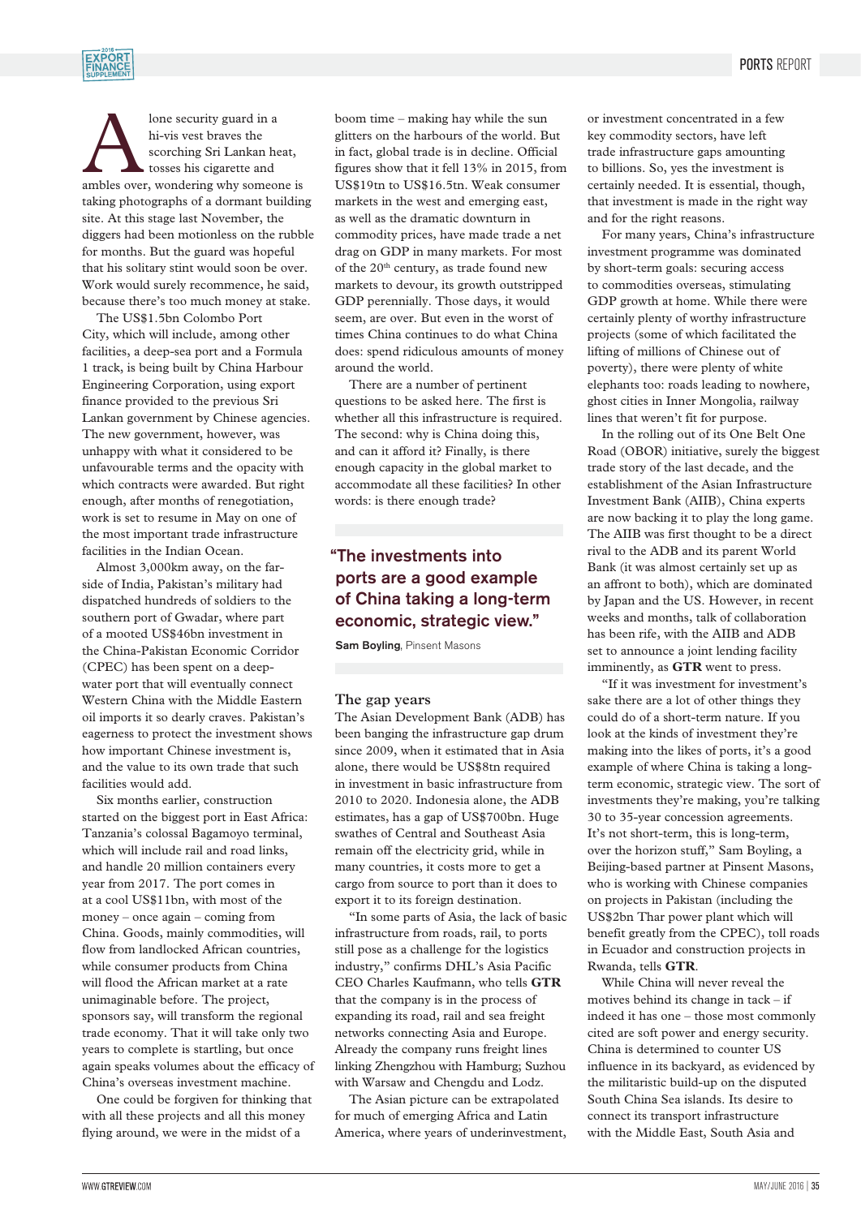A lone security guard in a hi-vis vest braves the scorching Sri Lankan heat, tosses his cigarette and ambles over, wondering why someone is taking photographs of a dormant building site. At this stage last November, the diggers had been motionless on the rubble for months. But the guard was hopeful that his solitary stint would soon be over. Work would surely recommence, he said, because there's too much money at stake.

The US$1.5bn Colombo Port City, which will include, among other facilities, a deep-sea port and a Formula 1 track, is being built by China Harbour Engineering Corporation, using export finance provided to the previous Sri Lankan government by Chinese agencies. The new government, however, was unhappy with what it considered to be unfavourable terms and the opacity with which contracts were awarded. But right enough, after months of renegotiation, work is set to resume in May on one of the most important trade infrastructure facilities in the Indian Ocean.

Almost 3,000km away, on the far-side of India, Pakistan's military had dispatched hundreds of soldiers to the southern port of Gwadar, where part of a mooted US$46bn investment in the China-Pakistan Economic Corridor (CPEC) has been spent on a deep-water port that will eventually connect Western China with the Middle Eastern oil imports it so dearly craves. Pakistan's eagerness to protect the investment shows how important Chinese investment is, and the value to its own trade that such facilities would add.

Six months earlier, construction started on the biggest port in East Africa: Tanzania's colossal Bagamoyo terminal, which will include rail and road links, and handle 20 million containers every year from 2017. The port comes in at a cool US$11bn, with most of the money – once again – coming from China. Goods, mainly commodities, will flow from landlocked African countries, while consumer products from China will flood the African market at a rate unimaginable before. The project, sponsors say, will transform the regional trade economy. That it will take only two years to complete is startling, but once again speaks volumes about the efficacy of China's overseas investment machine.

One could be forgiven for thinking that with all these projects and all this money flying around, we were in the midst of a boom time – making hay while the sun glitters on the harbours of the world. But in fact, global trade is in decline. Official figures show that it fell 13% in 2015, from US$19tn to US$16.5tn. Weak consumer markets in the west and emerging east, as well as the dramatic downturn in commodity prices, have made trade a net drag on GDP in many markets. For most of the 20th century, as trade found new markets to devour, its growth outstripped GDP perennially. Those days, it would seem, are over. But even in the worst of times China continues to do what China does: spend ridiculous amounts of money around the world.

There are a number of pertinent questions to be asked here. The first is whether all this infrastructure is required. The second: why is China doing this, and can it afford it? Finally, is there enough capacity in the global market to accommodate all these facilities? In other words: is there enough trade?

> "The investments into ports are a good example of China taking a long-term economic, strategic view."
>
> **Sam Boyling**, Pinsent Masons

## The gap years

The Asian Development Bank (ADB) has been banging the infrastructure gap drum since 2009, when it estimated that in Asia alone, there would be US$8tn required in investment in basic infrastructure from 2010 to 2020. Indonesia alone, the ADB estimates, has a gap of US$700bn. Huge swathes of Central and Southeast Asia remain off the electricity grid, while in many countries, it costs more to get a cargo from source to port than it does to export it to its foreign destination.

"In some parts of Asia, the lack of basic infrastructure from roads, rail, to ports still pose as a challenge for the logistics industry," confirms DHL's Asia Pacific CEO Charles Kaufmann, who tells **GTR** that the company is in the process of expanding its road, rail and sea freight networks connecting Asia and Europe. Already the company runs freight lines linking Zhengzhou with Hamburg; Suzhou with Warsaw and Chengdu and Lodz.

The Asian picture can be extrapolated for much of emerging Africa and Latin America, where years of underinvestment, or investment concentrated in a few key commodity sectors, have left trade infrastructure gaps amounting to billions. So, yes the investment is certainly needed. It is essential, though, that investment is made in the right way and for the right reasons.

For many years, China's infrastructure investment programme was dominated by short-term goals: securing access to commodities overseas, stimulating GDP growth at home. While there were certainly plenty of worthy infrastructure projects (some of which facilitated the lifting of millions of Chinese out of poverty), there were plenty of white elephants too: roads leading to nowhere, ghost cities in Inner Mongolia, railway lines that weren't fit for purpose.

In the rolling out of its One Belt One Road (OBOR) initiative, surely the biggest trade story of the last decade, and the establishment of the Asian Infrastructure Investment Bank (AIIB), China experts are now backing it to play the long game. The AIIB was first thought to be a direct rival to the ADB and its parent World Bank (it was almost certainly set up as an affront to both), which are dominated by Japan and the US. However, in recent weeks and months, talk of collaboration has been rife, with the AIIB and ADB set to announce a joint lending facility imminently, as **GTR** went to press.

"If it was investment for investment's sake there are a lot of other things they could do of a short-term nature. If you look at the kinds of investment they're making into the likes of ports, it's a good example of where China is taking a long-term economic, strategic view. The sort of investments they're making, you're talking 30 to 35-year concession agreements. It's not short-term, this is long-term, over the horizon stuff," Sam Boyling, a Beijing-based partner at Pinsent Masons, who is working with Chinese companies on projects in Pakistan (including the US$2bn Thar power plant which will benefit greatly from the CPEC), toll roads in Ecuador and construction projects in Rwanda, tells **GTR**.

While China will never reveal the motives behind its change in tack – if indeed it has one – those most commonly cited are soft power and energy security. China is determined to counter US influence in its backyard, as evidenced by the militaristic build-up on the disputed South China Sea islands. Its desire to connect its transport infrastructure with the Middle East, South Asia and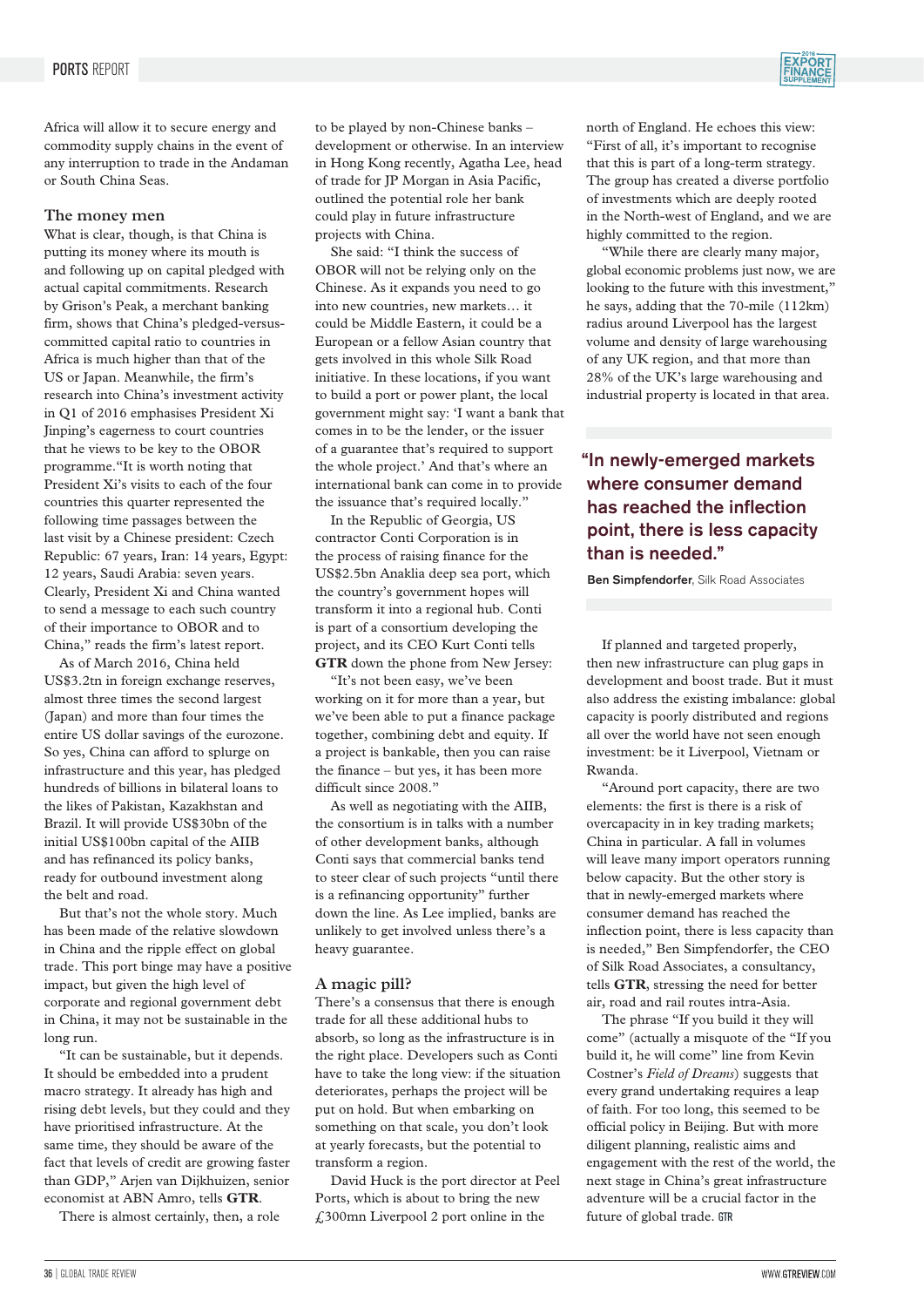Africa will allow it to secure energy and commodity supply chains in the event of any interruption to trade in the Andaman or South China Seas.

### The money men

What is clear, though, is that China is putting its money where its mouth is and following up on capital pledged with actual capital commitments. Research by Grison's Peak, a merchant banking firm, shows that China's pledged-versus-committed capital ratio to countries in Africa is much higher than that of the US or Japan. Meanwhile, the firm's research into China's investment activity in Q1 of 2016 emphasises President Xi Jinping's eagerness to court countries that he views to be key to the OBOR programme. "It is worth noting that President Xi's visits to each of the four countries this quarter represented the following time passages between the last visit by a Chinese president: Czech Republic: 67 years, Iran: 14 years, Egypt: 12 years, Saudi Arabia: seven years. Clearly, President Xi and China wanted to send a message to each such country of their importance to OBOR and to China," reads the firm's latest report.

As of March 2016, China held US$3.2tn in foreign exchange reserves, almost three times the second largest (Japan) and more than four times the entire US dollar savings of the eurozone. So yes, China can afford to splurge on infrastructure and this year, has pledged hundreds of billions in bilateral loans to the likes of Pakistan, Kazakhstan and Brazil. It will provide US$30bn of the initial US$100bn capital of the AIIB and has refinanced its policy banks, ready for outbound investment along the belt and road.

But that's not the whole story. Much has been made of the relative slowdown in China and the ripple effect on global trade. This port binge may have a positive impact, but given the high level of corporate and regional government debt in China, it may not be sustainable in the long run.

"It can be sustainable, but it depends. It should be embedded into a prudent macro strategy. It already has high and rising debt levels, but they could and they have prioritised infrastructure. At the same time, they should be aware of the fact that levels of credit are growing faster than GDP," Arjen van Dijkhuizen, senior economist at ABN Amro, tells **GTR**.

There is almost certainly, then, a role to be played by non-Chinese banks – development or otherwise. In an interview in Hong Kong recently, Agatha Lee, head of trade for JP Morgan in Asia Pacific, outlined the potential role her bank could play in future infrastructure projects with China.

She said: "I think the success of OBOR will not be relying only on the Chinese. As it expands you need to go into new countries, new markets… it could be Middle Eastern, it could be a European or a fellow Asian country that gets involved in this whole Silk Road initiative. In these locations, if you want to build a port or power plant, the local government might say: 'I want a bank that comes in to be the lender, or the issuer of a guarantee that's required to support the whole project.' And that's where an international bank can come in to provide the issuance that's required locally."

In the Republic of Georgia, US contractor Conti Corporation is in the process of raising finance for the US$2.5bn Anaklia deep sea port, which the country's government hopes will transform it into a regional hub. Conti is part of a consortium developing the project, and its CEO Kurt Conti tells **GTR** down the phone from New Jersey:

"It's not been easy, we've been working on it for more than a year, but we've been able to put a finance package together, combining debt and equity. If a project is bankable, then you can raise the finance – but yes, it has been more difficult since 2008."

As well as negotiating with the AIIB, the consortium is in talks with a number of other development banks, although Conti says that commercial banks tend to steer clear of such projects "until there is a refinancing opportunity" further down the line. As Lee implied, banks are unlikely to get involved unless there's a heavy guarantee.

### A magic pill?

There's a consensus that there is enough trade for all these additional hubs to absorb, so long as the infrastructure is in the right place. Developers such as Conti have to take the long view: if the situation deteriorates, perhaps the project will be put on hold. But when embarking on something on that scale, you don't look at yearly forecasts, but the potential to transform a region.

David Huck is the port director at Peel Ports, which is about to bring the new £300mn Liverpool 2 port online in the north of England. He echoes this view: "First of all, it's important to recognise that this is part of a long-term strategy. The group has created a diverse portfolio of investments which are deeply rooted in the North-west of England, and we are highly committed to the region.

"While there are clearly many major, global economic problems just now, we are looking to the future with this investment," he says, adding that the 70-mile (112km) radius around Liverpool has the largest volume and density of large warehousing of any UK region, and that more than 28% of the UK's large warehousing and industrial property is located in that area.

> **"In newly-emerged markets where consumer demand has reached the inflection point, there is less capacity than is needed."**
>
> **Ben Simpfendorfer**, Silk Road Associates

If planned and targeted properly, then new infrastructure can plug gaps in development and boost trade. But it must also address the existing imbalance: global capacity is poorly distributed and regions all over the world have not seen enough investment: be it Liverpool, Vietnam or Rwanda.

"Around port capacity, there are two elements: the first is there is a risk of overcapacity in in key trading markets; China in particular. A fall in volumes will leave many import operators running below capacity. But the other story is that in newly-emerged markets where consumer demand has reached the inflection point, there is less capacity than is needed," Ben Simpfendorfer, the CEO of Silk Road Associates, a consultancy, tells **GTR**, stressing the need for better air, road and rail routes intra-Asia.

The phrase "If you build it they will come" (actually a misquote of the "If you build it, he will come" line from Kevin Costner's *Field of Dreams*) suggests that every grand undertaking requires a leap of faith. For too long, this seemed to be official policy in Beijing. But with more diligent planning, realistic aims and engagement with the rest of the world, the next stage in China's great infrastructure adventure will be a crucial factor in the future of global trade. GTR